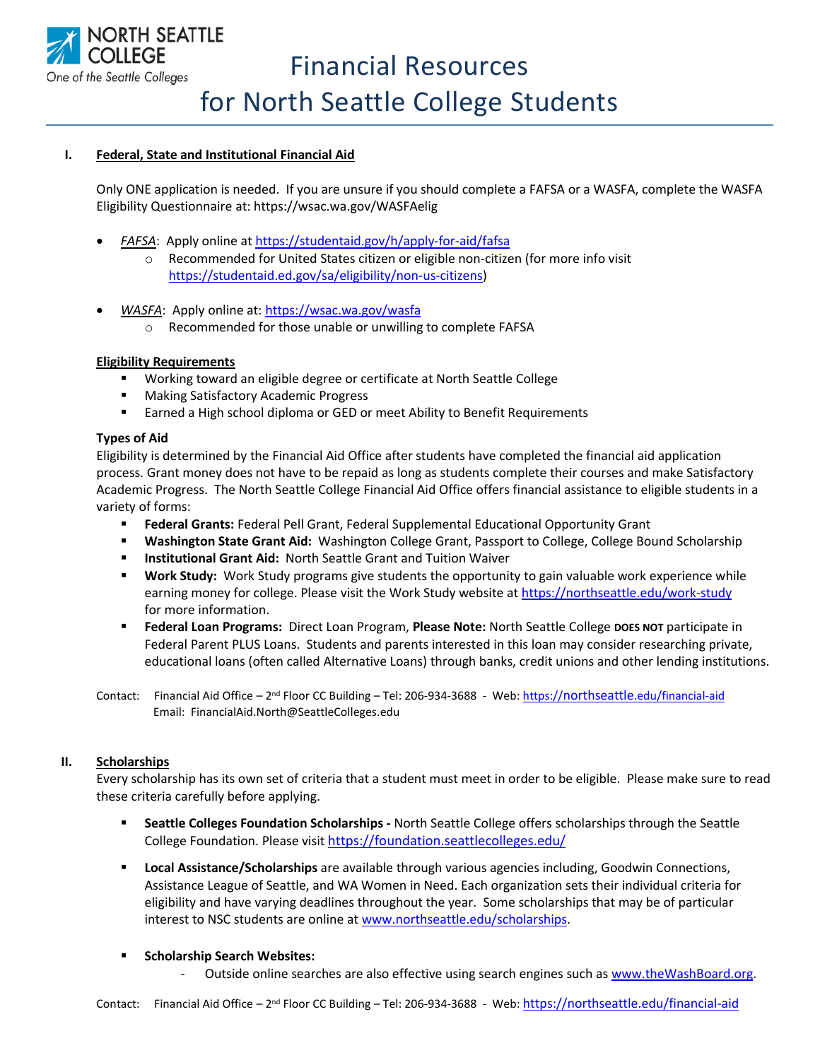NORTH SEATTLE COLLEGE
One of the Seattle Colleges

# Financial Resources for North Seattle College Students

## I. Federal, State and Institutional Financial Aid

Only ONE application is needed. If you are unsure if you should complete a FAFSA or a WASFA, complete the WASFA Eligibility Questionnaire at: https://wsac.wa.gov/WASFAelig

- *FAFSA*: Apply online at https://studentaid.gov/h/apply-for-aid/fafsa
  - Recommended for United States citizen or eligible non-citizen (for more info visit https://studentaid.ed.gov/sa/eligibility/non-us-citizens)
- *WASFA*: Apply online at: https://wsac.wa.gov/wasfa
  - Recommended for those unable or unwilling to complete FAFSA

**Eligibility Requirements**

- Working toward an eligible degree or certificate at North Seattle College
- Making Satisfactory Academic Progress
- Earned a High school diploma or GED or meet Ability to Benefit Requirements

**Types of Aid**

Eligibility is determined by the Financial Aid Office after students have completed the financial aid application process. Grant money does not have to be repaid as long as students complete their courses and make Satisfactory Academic Progress. The North Seattle College Financial Aid Office offers financial assistance to eligible students in a variety of forms:

- **Federal Grants:** Federal Pell Grant, Federal Supplemental Educational Opportunity Grant
- **Washington State Grant Aid:** Washington College Grant, Passport to College, College Bound Scholarship
- **Institutional Grant Aid:** North Seattle Grant and Tuition Waiver
- **Work Study:** Work Study programs give students the opportunity to gain valuable work experience while earning money for college. Please visit the Work Study website at https://northseattle.edu/work-study for more information.
- **Federal Loan Programs:** Direct Loan Program, **Please Note:** North Seattle College **DOES NOT** participate in Federal Parent PLUS Loans. Students and parents interested in this loan may consider researching private, educational loans (often called Alternative Loans) through banks, credit unions and other lending institutions.

Contact: Financial Aid Office – 2nd Floor CC Building – Tel: 206-934-3688 - Web: https://northseattle.edu/financial-aid
Email: FinancialAid.North@SeattleColleges.edu

## II. Scholarships

Every scholarship has its own set of criteria that a student must meet in order to be eligible. Please make sure to read these criteria carefully before applying.

- **Seattle Colleges Foundation Scholarships -** North Seattle College offers scholarships through the Seattle College Foundation. Please visit https://foundation.seattlecolleges.edu/
- **Local Assistance/Scholarships** are available through various agencies including, Goodwin Connections, Assistance League of Seattle, and WA Women in Need. Each organization sets their individual criteria for eligibility and have varying deadlines throughout the year. Some scholarships that may be of particular interest to NSC students are online at www.northseattle.edu/scholarships.
- **Scholarship Search Websites:**
  - Outside online searches are also effective using search engines such as www.theWashBoard.org.

Contact: Financial Aid Office – 2nd Floor CC Building – Tel: 206-934-3688 - Web: https://northseattle.edu/financial-aid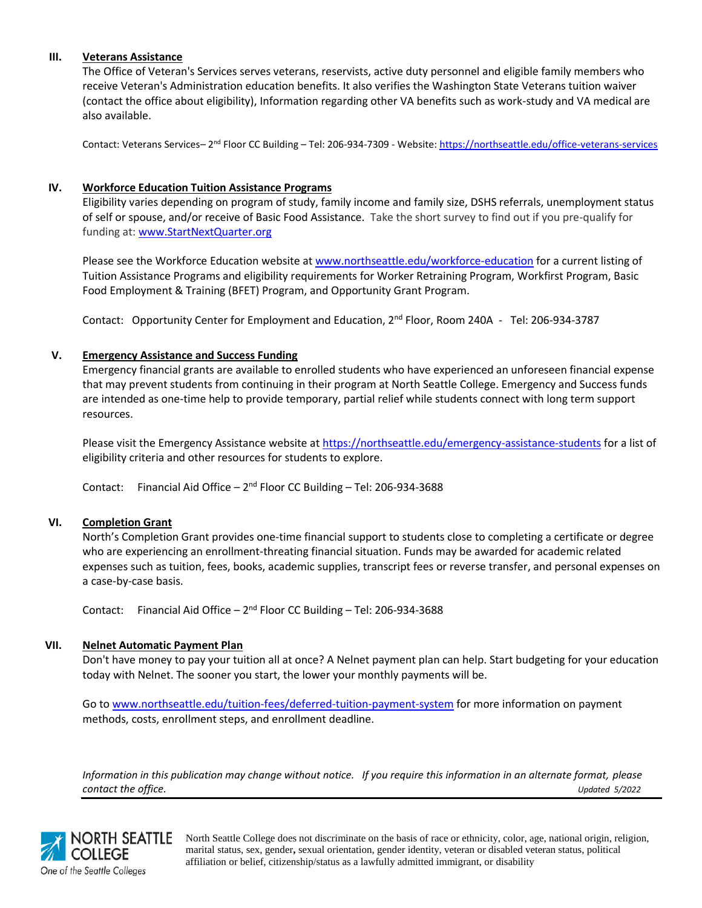## III. Veterans Assistance

The Office of Veteran's Services serves veterans, reservists, active duty personnel and eligible family members who receive Veteran's Administration education benefits. It also verifies the Washington State Veterans tuition waiver (contact the office about eligibility), Information regarding other VA benefits such as work-study and VA medical are also available.

Contact: Veterans Services– 2nd Floor CC Building – Tel: 206-934-7309 - Website: https://northseattle.edu/office-veterans-services

## IV. Workforce Education Tuition Assistance Programs

Eligibility varies depending on program of study, family income and family size, DSHS referrals, unemployment status of self or spouse, and/or receive of Basic Food Assistance. Take the short survey to find out if you pre-qualify for funding at: www.StartNextQuarter.org

Please see the Workforce Education website at www.northseattle.edu/workforce-education for a current listing of Tuition Assistance Programs and eligibility requirements for Worker Retraining Program, Workfirst Program, Basic Food Employment & Training (BFET) Program, and Opportunity Grant Program.

Contact: Opportunity Center for Employment and Education, 2nd Floor, Room 240A - Tel: 206-934-3787

## V. Emergency Assistance and Success Funding

Emergency financial grants are available to enrolled students who have experienced an unforeseen financial expense that may prevent students from continuing in their program at North Seattle College. Emergency and Success funds are intended as one-time help to provide temporary, partial relief while students connect with long term support resources.

Please visit the Emergency Assistance website at https://northseattle.edu/emergency-assistance-students for a list of eligibility criteria and other resources for students to explore.

Contact: Financial Aid Office – 2nd Floor CC Building – Tel: 206-934-3688

## VI. Completion Grant

North's Completion Grant provides one-time financial support to students close to completing a certificate or degree who are experiencing an enrollment-threating financial situation. Funds may be awarded for academic related expenses such as tuition, fees, books, academic supplies, transcript fees or reverse transfer, and personal expenses on a case-by-case basis.

Contact: Financial Aid Office – 2nd Floor CC Building – Tel: 206-934-3688

## VII. Nelnet Automatic Payment Plan

Don't have money to pay your tuition all at once? A Nelnet payment plan can help. Start budgeting for your education today with Nelnet. The sooner you start, the lower your monthly payments will be.

Go to www.northseattle.edu/tuition-fees/deferred-tuition-payment-system for more information on payment methods, costs, enrollment steps, and enrollment deadline.

*Information in this publication may change without notice. If you require this information in an alternate format, please contact the office.* *Updated 5/2022*

NORTH SEATTLE COLLEGE
One of the Seattle Colleges

North Seattle College does not discriminate on the basis of race or ethnicity, color, age, national origin, religion, marital status, sex, gender, sexual orientation, gender identity, veteran or disabled veteran status, political affiliation or belief, citizenship/status as a lawfully admitted immigrant, or disability